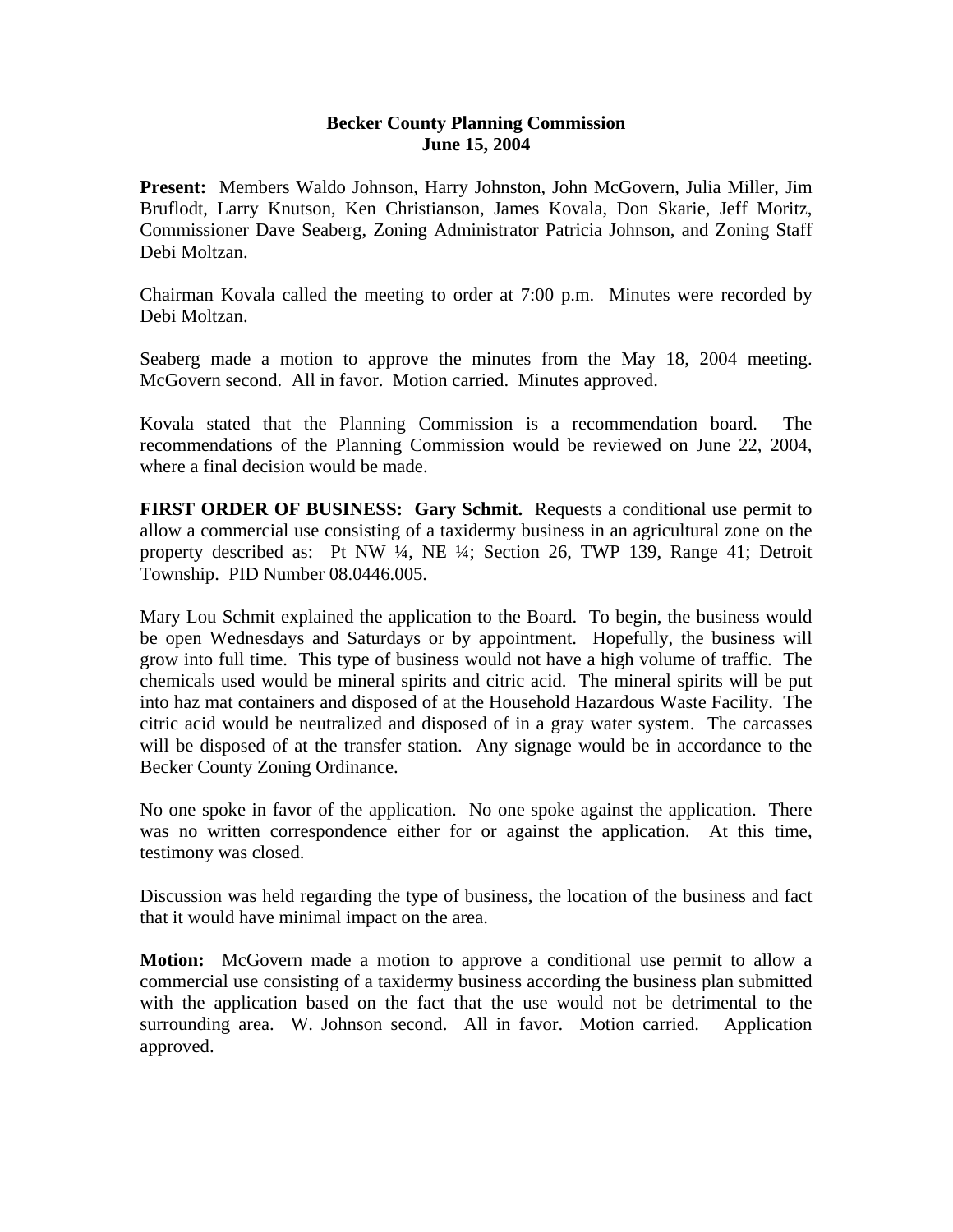# Becker County Planning Commission
## June 15, 2004

**Present:** Members Waldo Johnson, Harry Johnston, John McGovern, Julia Miller, Jim Bruflodt, Larry Knutson, Ken Christianson, James Kovala, Don Skarie, Jeff Moritz, Commissioner Dave Seaberg, Zoning Administrator Patricia Johnson, and Zoning Staff Debi Moltzan.

Chairman Kovala called the meeting to order at 7:00 p.m. Minutes were recorded by Debi Moltzan.

Seaberg made a motion to approve the minutes from the May 18, 2004 meeting. McGovern second. All in favor. Motion carried. Minutes approved.

Kovala stated that the Planning Commission is a recommendation board. The recommendations of the Planning Commission would be reviewed on June 22, 2004, where a final decision would be made.

**FIRST ORDER OF BUSINESS: Gary Schmit.** Requests a conditional use permit to allow a commercial use consisting of a taxidermy business in an agricultural zone on the property described as: Pt NW ¼, NE ¼; Section 26, TWP 139, Range 41; Detroit Township. PID Number 08.0446.005.

Mary Lou Schmit explained the application to the Board. To begin, the business would be open Wednesdays and Saturdays or by appointment. Hopefully, the business will grow into full time. This type of business would not have a high volume of traffic. The chemicals used would be mineral spirits and citric acid. The mineral spirits will be put into haz mat containers and disposed of at the Household Hazardous Waste Facility. The citric acid would be neutralized and disposed of in a gray water system. The carcasses will be disposed of at the transfer station. Any signage would be in accordance to the Becker County Zoning Ordinance.

No one spoke in favor of the application. No one spoke against the application. There was no written correspondence either for or against the application. At this time, testimony was closed.

Discussion was held regarding the type of business, the location of the business and fact that it would have minimal impact on the area.

**Motion:** McGovern made a motion to approve a conditional use permit to allow a commercial use consisting of a taxidermy business according the business plan submitted with the application based on the fact that the use would not be detrimental to the surrounding area. W. Johnson second. All in favor. Motion carried. Application approved.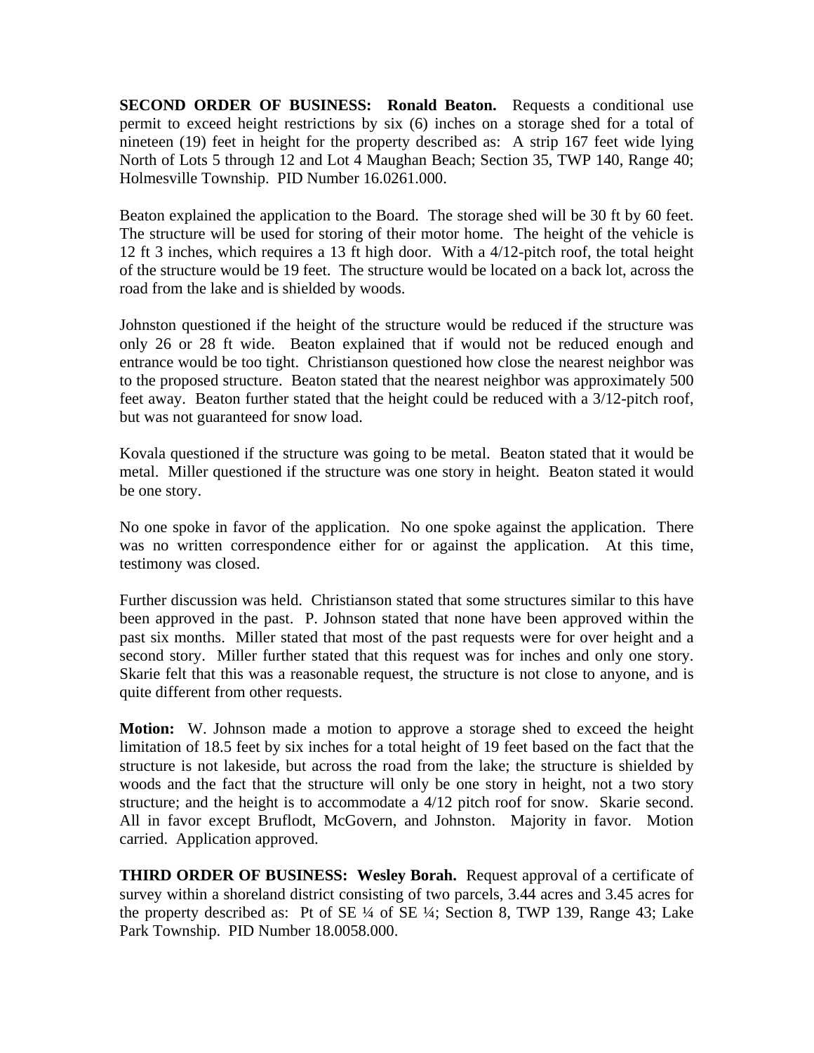**SECOND ORDER OF BUSINESS: Ronald Beaton.** Requests a conditional use permit to exceed height restrictions by six (6) inches on a storage shed for a total of nineteen (19) feet in height for the property described as: A strip 167 feet wide lying North of Lots 5 through 12 and Lot 4 Maughan Beach; Section 35, TWP 140, Range 40; Holmesville Township. PID Number 16.0261.000.

Beaton explained the application to the Board. The storage shed will be 30 ft by 60 feet. The structure will be used for storing of their motor home. The height of the vehicle is 12 ft 3 inches, which requires a 13 ft high door. With a 4/12-pitch roof, the total height of the structure would be 19 feet. The structure would be located on a back lot, across the road from the lake and is shielded by woods.

Johnston questioned if the height of the structure would be reduced if the structure was only 26 or 28 ft wide. Beaton explained that if would not be reduced enough and entrance would be too tight. Christianson questioned how close the nearest neighbor was to the proposed structure. Beaton stated that the nearest neighbor was approximately 500 feet away. Beaton further stated that the height could be reduced with a 3/12-pitch roof, but was not guaranteed for snow load.

Kovala questioned if the structure was going to be metal. Beaton stated that it would be metal. Miller questioned if the structure was one story in height. Beaton stated it would be one story.

No one spoke in favor of the application. No one spoke against the application. There was no written correspondence either for or against the application. At this time, testimony was closed.

Further discussion was held. Christianson stated that some structures similar to this have been approved in the past. P. Johnson stated that none have been approved within the past six months. Miller stated that most of the past requests were for over height and a second story. Miller further stated that this request was for inches and only one story. Skarie felt that this was a reasonable request, the structure is not close to anyone, and is quite different from other requests.

**Motion:** W. Johnson made a motion to approve a storage shed to exceed the height limitation of 18.5 feet by six inches for a total height of 19 feet based on the fact that the structure is not lakeside, but across the road from the lake; the structure is shielded by woods and the fact that the structure will only be one story in height, not a two story structure; and the height is to accommodate a 4/12 pitch roof for snow. Skarie second. All in favor except Bruflodt, McGovern, and Johnston. Majority in favor. Motion carried. Application approved.

**THIRD ORDER OF BUSINESS: Wesley Borah.** Request approval of a certificate of survey within a shoreland district consisting of two parcels, 3.44 acres and 3.45 acres for the property described as: Pt of SE ¼ of SE ¼; Section 8, TWP 139, Range 43; Lake Park Township. PID Number 18.0058.000.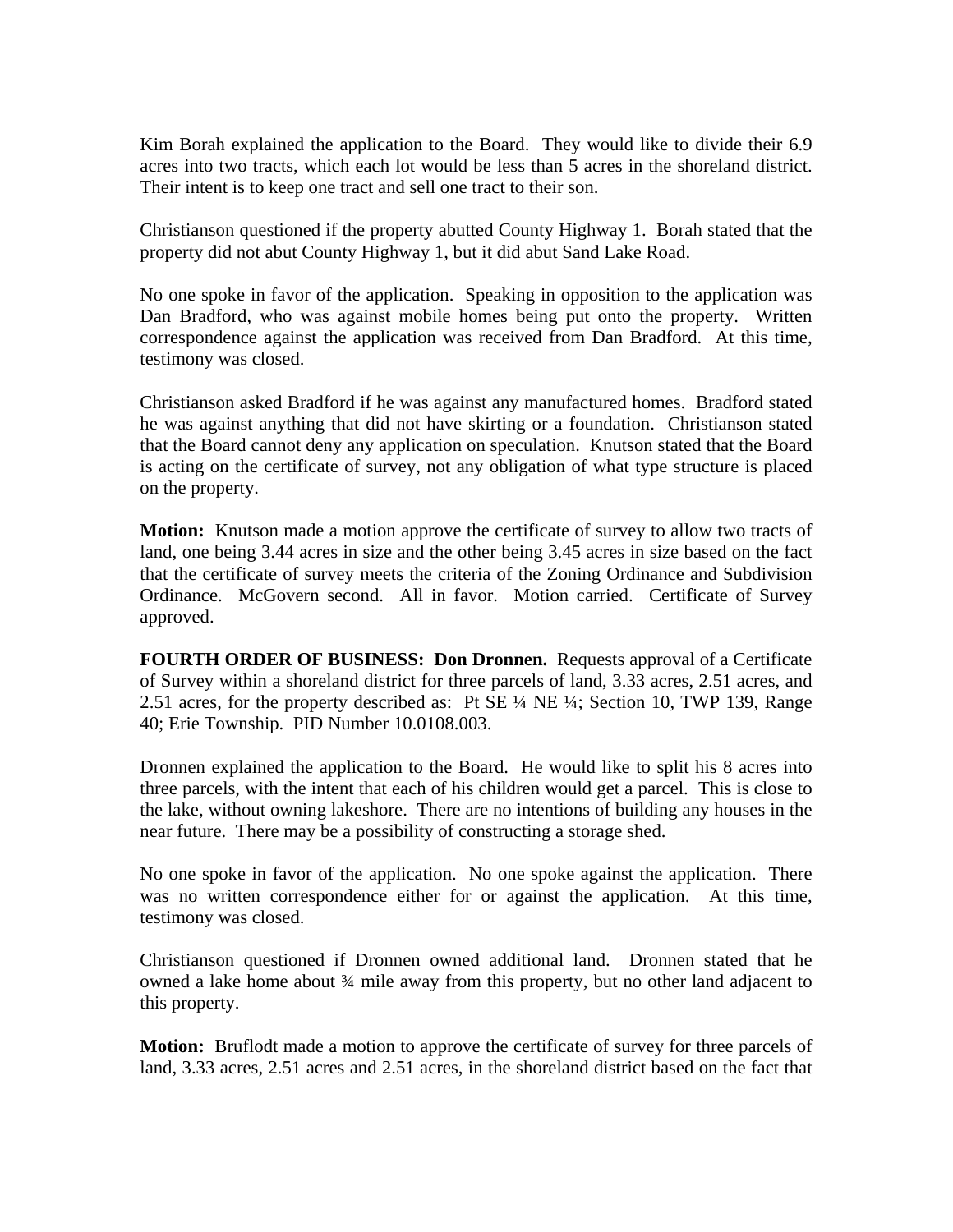Kim Borah explained the application to the Board. They would like to divide their 6.9 acres into two tracts, which each lot would be less than 5 acres in the shoreland district. Their intent is to keep one tract and sell one tract to their son.

Christianson questioned if the property abutted County Highway 1. Borah stated that the property did not abut County Highway 1, but it did abut Sand Lake Road.

No one spoke in favor of the application. Speaking in opposition to the application was Dan Bradford, who was against mobile homes being put onto the property. Written correspondence against the application was received from Dan Bradford. At this time, testimony was closed.

Christianson asked Bradford if he was against any manufactured homes. Bradford stated he was against anything that did not have skirting or a foundation. Christianson stated that the Board cannot deny any application on speculation. Knutson stated that the Board is acting on the certificate of survey, not any obligation of what type structure is placed on the property.

**Motion:** Knutson made a motion approve the certificate of survey to allow two tracts of land, one being 3.44 acres in size and the other being 3.45 acres in size based on the fact that the certificate of survey meets the criteria of the Zoning Ordinance and Subdivision Ordinance. McGovern second. All in favor. Motion carried. Certificate of Survey approved.

**FOURTH ORDER OF BUSINESS: Don Dronnen.** Requests approval of a Certificate of Survey within a shoreland district for three parcels of land, 3.33 acres, 2.51 acres, and 2.51 acres, for the property described as: Pt SE ¼ NE ¼; Section 10, TWP 139, Range 40; Erie Township. PID Number 10.0108.003.

Dronnen explained the application to the Board. He would like to split his 8 acres into three parcels, with the intent that each of his children would get a parcel. This is close to the lake, without owning lakeshore. There are no intentions of building any houses in the near future. There may be a possibility of constructing a storage shed.

No one spoke in favor of the application. No one spoke against the application. There was no written correspondence either for or against the application. At this time, testimony was closed.

Christianson questioned if Dronnen owned additional land. Dronnen stated that he owned a lake home about ¾ mile away from this property, but no other land adjacent to this property.

**Motion:** Bruflodt made a motion to approve the certificate of survey for three parcels of land, 3.33 acres, 2.51 acres and 2.51 acres, in the shoreland district based on the fact that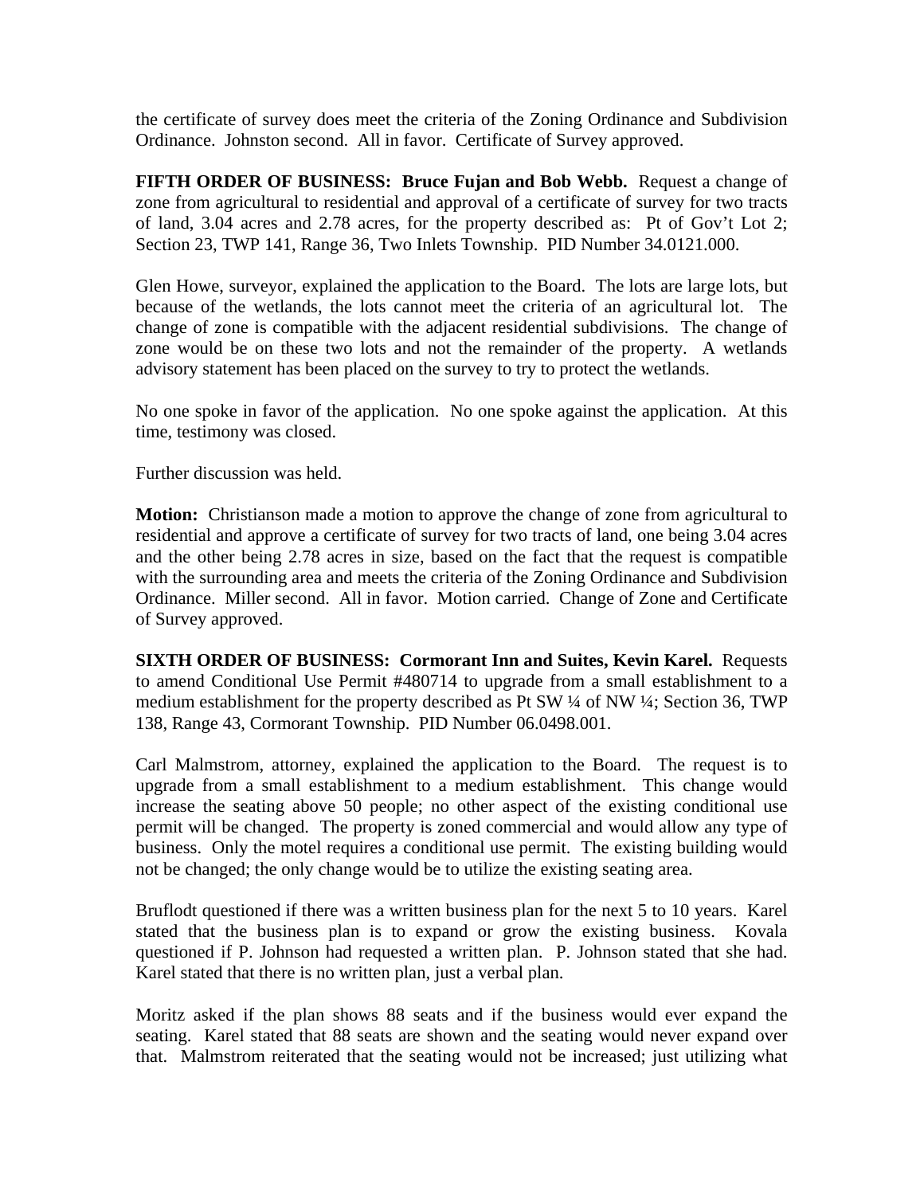the certificate of survey does meet the criteria of the Zoning Ordinance and Subdivision Ordinance. Johnston second. All in favor. Certificate of Survey approved.

**FIFTH ORDER OF BUSINESS: Bruce Fujan and Bob Webb.** Request a change of zone from agricultural to residential and approval of a certificate of survey for two tracts of land, 3.04 acres and 2.78 acres, for the property described as: Pt of Gov't Lot 2; Section 23, TWP 141, Range 36, Two Inlets Township. PID Number 34.0121.000.

Glen Howe, surveyor, explained the application to the Board. The lots are large lots, but because of the wetlands, the lots cannot meet the criteria of an agricultural lot. The change of zone is compatible with the adjacent residential subdivisions. The change of zone would be on these two lots and not the remainder of the property. A wetlands advisory statement has been placed on the survey to try to protect the wetlands.

No one spoke in favor of the application. No one spoke against the application. At this time, testimony was closed.

Further discussion was held.

**Motion:** Christianson made a motion to approve the change of zone from agricultural to residential and approve a certificate of survey for two tracts of land, one being 3.04 acres and the other being 2.78 acres in size, based on the fact that the request is compatible with the surrounding area and meets the criteria of the Zoning Ordinance and Subdivision Ordinance. Miller second. All in favor. Motion carried. Change of Zone and Certificate of Survey approved.

**SIXTH ORDER OF BUSINESS: Cormorant Inn and Suites, Kevin Karel.** Requests to amend Conditional Use Permit #480714 to upgrade from a small establishment to a medium establishment for the property described as Pt SW ¼ of NW ¼; Section 36, TWP 138, Range 43, Cormorant Township. PID Number 06.0498.001.

Carl Malmstrom, attorney, explained the application to the Board. The request is to upgrade from a small establishment to a medium establishment. This change would increase the seating above 50 people; no other aspect of the existing conditional use permit will be changed. The property is zoned commercial and would allow any type of business. Only the motel requires a conditional use permit. The existing building would not be changed; the only change would be to utilize the existing seating area.

Bruflodt questioned if there was a written business plan for the next 5 to 10 years. Karel stated that the business plan is to expand or grow the existing business. Kovala questioned if P. Johnson had requested a written plan. P. Johnson stated that she had. Karel stated that there is no written plan, just a verbal plan.

Moritz asked if the plan shows 88 seats and if the business would ever expand the seating. Karel stated that 88 seats are shown and the seating would never expand over that. Malmstrom reiterated that the seating would not be increased; just utilizing what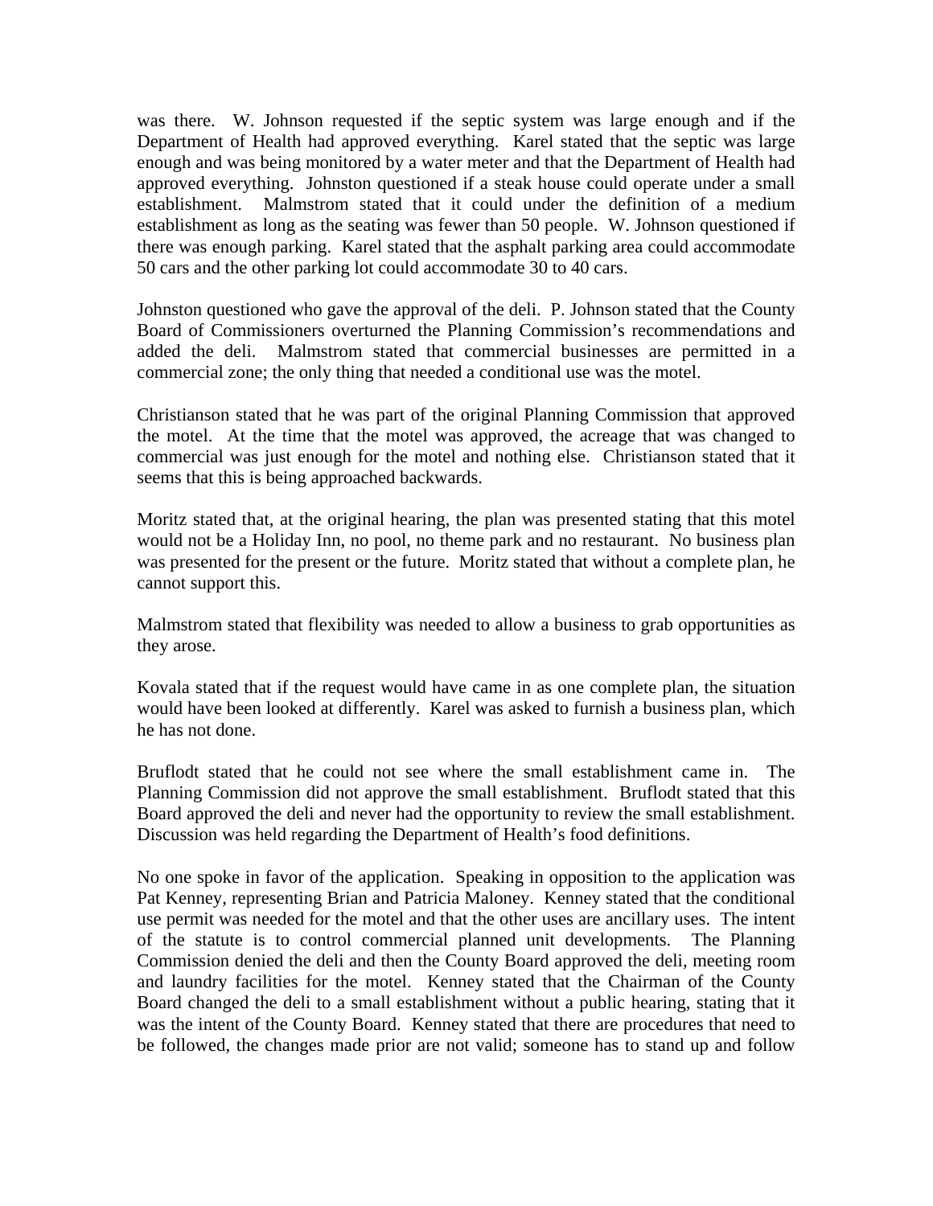was there. W. Johnson requested if the septic system was large enough and if the Department of Health had approved everything. Karel stated that the septic was large enough and was being monitored by a water meter and that the Department of Health had approved everything. Johnston questioned if a steak house could operate under a small establishment. Malmstrom stated that it could under the definition of a medium establishment as long as the seating was fewer than 50 people. W. Johnson questioned if there was enough parking. Karel stated that the asphalt parking area could accommodate 50 cars and the other parking lot could accommodate 30 to 40 cars.

Johnston questioned who gave the approval of the deli. P. Johnson stated that the County Board of Commissioners overturned the Planning Commission's recommendations and added the deli. Malmstrom stated that commercial businesses are permitted in a commercial zone; the only thing that needed a conditional use was the motel.

Christianson stated that he was part of the original Planning Commission that approved the motel. At the time that the motel was approved, the acreage that was changed to commercial was just enough for the motel and nothing else. Christianson stated that it seems that this is being approached backwards.

Moritz stated that, at the original hearing, the plan was presented stating that this motel would not be a Holiday Inn, no pool, no theme park and no restaurant. No business plan was presented for the present or the future. Moritz stated that without a complete plan, he cannot support this.

Malmstrom stated that flexibility was needed to allow a business to grab opportunities as they arose.

Kovala stated that if the request would have came in as one complete plan, the situation would have been looked at differently. Karel was asked to furnish a business plan, which he has not done.

Bruflodt stated that he could not see where the small establishment came in. The Planning Commission did not approve the small establishment. Bruflodt stated that this Board approved the deli and never had the opportunity to review the small establishment. Discussion was held regarding the Department of Health's food definitions.

No one spoke in favor of the application. Speaking in opposition to the application was Pat Kenney, representing Brian and Patricia Maloney. Kenney stated that the conditional use permit was needed for the motel and that the other uses are ancillary uses. The intent of the statute is to control commercial planned unit developments. The Planning Commission denied the deli and then the County Board approved the deli, meeting room and laundry facilities for the motel. Kenney stated that the Chairman of the County Board changed the deli to a small establishment without a public hearing, stating that it was the intent of the County Board. Kenney stated that there are procedures that need to be followed, the changes made prior are not valid; someone has to stand up and follow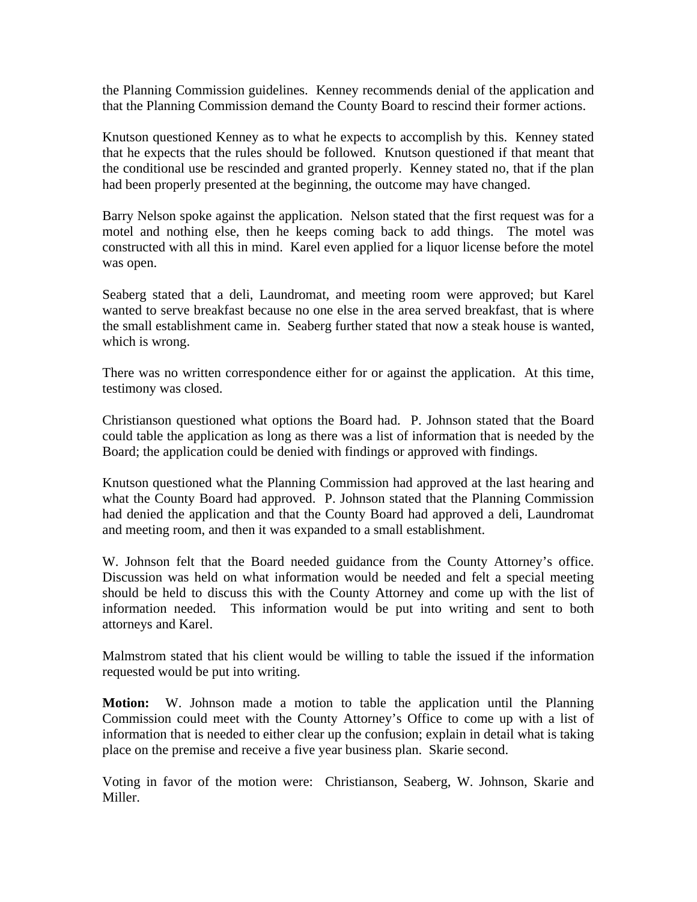the Planning Commission guidelines. Kenney recommends denial of the application and that the Planning Commission demand the County Board to rescind their former actions.

Knutson questioned Kenney as to what he expects to accomplish by this. Kenney stated that he expects that the rules should be followed. Knutson questioned if that meant that the conditional use be rescinded and granted properly. Kenney stated no, that if the plan had been properly presented at the beginning, the outcome may have changed.

Barry Nelson spoke against the application. Nelson stated that the first request was for a motel and nothing else, then he keeps coming back to add things. The motel was constructed with all this in mind. Karel even applied for a liquor license before the motel was open.

Seaberg stated that a deli, Laundromat, and meeting room were approved; but Karel wanted to serve breakfast because no one else in the area served breakfast, that is where the small establishment came in. Seaberg further stated that now a steak house is wanted, which is wrong.

There was no written correspondence either for or against the application. At this time, testimony was closed.

Christianson questioned what options the Board had. P. Johnson stated that the Board could table the application as long as there was a list of information that is needed by the Board; the application could be denied with findings or approved with findings.

Knutson questioned what the Planning Commission had approved at the last hearing and what the County Board had approved. P. Johnson stated that the Planning Commission had denied the application and that the County Board had approved a deli, Laundromat and meeting room, and then it was expanded to a small establishment.

W. Johnson felt that the Board needed guidance from the County Attorney's office. Discussion was held on what information would be needed and felt a special meeting should be held to discuss this with the County Attorney and come up with the list of information needed. This information would be put into writing and sent to both attorneys and Karel.

Malmstrom stated that his client would be willing to table the issued if the information requested would be put into writing.

**Motion:** W. Johnson made a motion to table the application until the Planning Commission could meet with the County Attorney's Office to come up with a list of information that is needed to either clear up the confusion; explain in detail what is taking place on the premise and receive a five year business plan. Skarie second.

Voting in favor of the motion were: Christianson, Seaberg, W. Johnson, Skarie and Miller.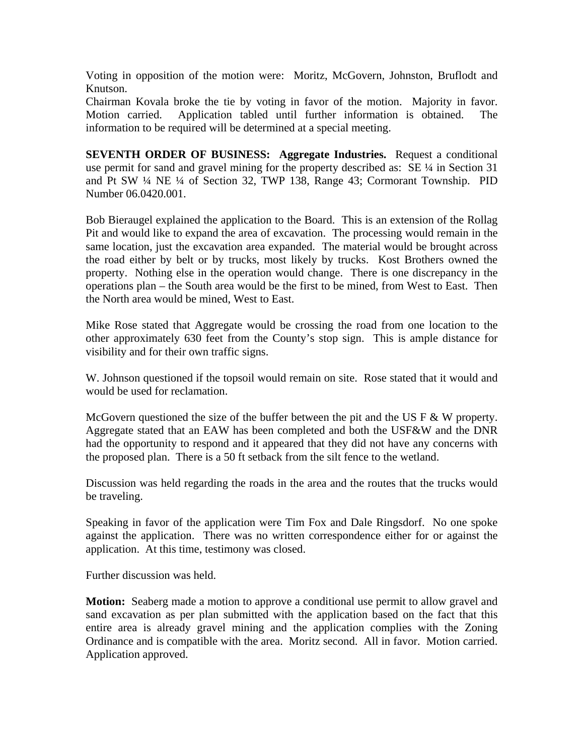Voting in opposition of the motion were: Moritz, McGovern, Johnston, Bruflodt and Knutson.

Chairman Kovala broke the tie by voting in favor of the motion. Majority in favor. Motion carried. Application tabled until further information is obtained. The information to be required will be determined at a special meeting.

**SEVENTH ORDER OF BUSINESS: Aggregate Industries.** Request a conditional use permit for sand and gravel mining for the property described as: SE ¼ in Section 31 and Pt SW ¼ NE ¼ of Section 32, TWP 138, Range 43; Cormorant Township. PID Number 06.0420.001.

Bob Bieraugel explained the application to the Board. This is an extension of the Rollag Pit and would like to expand the area of excavation. The processing would remain in the same location, just the excavation area expanded. The material would be brought across the road either by belt or by trucks, most likely by trucks. Kost Brothers owned the property. Nothing else in the operation would change. There is one discrepancy in the operations plan – the South area would be the first to be mined, from West to East. Then the North area would be mined, West to East.

Mike Rose stated that Aggregate would be crossing the road from one location to the other approximately 630 feet from the County's stop sign. This is ample distance for visibility and for their own traffic signs.

W. Johnson questioned if the topsoil would remain on site. Rose stated that it would and would be used for reclamation.

McGovern questioned the size of the buffer between the pit and the US F & W property. Aggregate stated that an EAW has been completed and both the USF&W and the DNR had the opportunity to respond and it appeared that they did not have any concerns with the proposed plan. There is a 50 ft setback from the silt fence to the wetland.

Discussion was held regarding the roads in the area and the routes that the trucks would be traveling.

Speaking in favor of the application were Tim Fox and Dale Ringsdorf. No one spoke against the application. There was no written correspondence either for or against the application. At this time, testimony was closed.

Further discussion was held.

**Motion:** Seaberg made a motion to approve a conditional use permit to allow gravel and sand excavation as per plan submitted with the application based on the fact that this entire area is already gravel mining and the application complies with the Zoning Ordinance and is compatible with the area. Moritz second. All in favor. Motion carried. Application approved.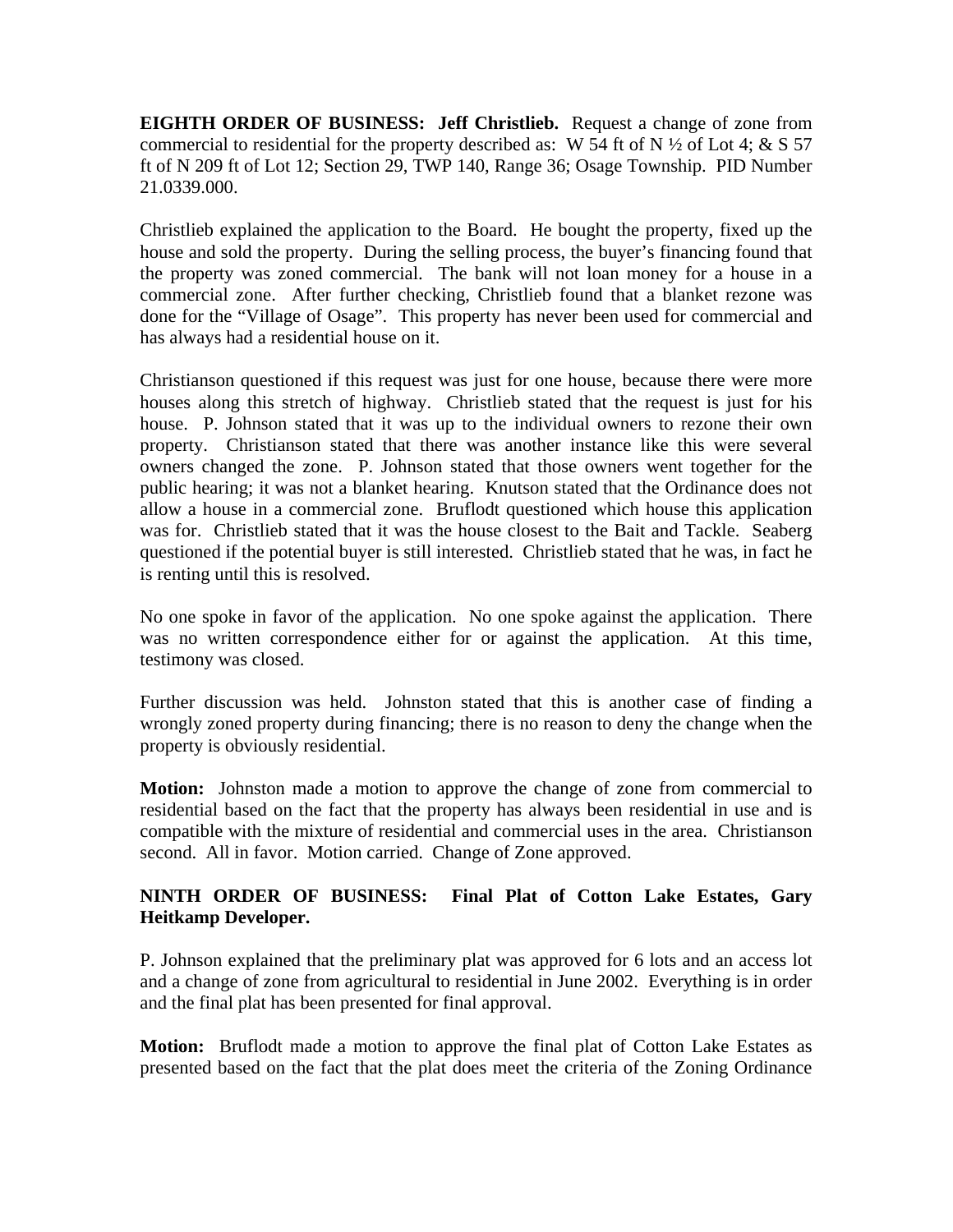**EIGHTH ORDER OF BUSINESS: Jeff Christlieb.** Request a change of zone from commercial to residential for the property described as: W 54 ft of N ½ of Lot 4; & S 57 ft of N 209 ft of Lot 12; Section 29, TWP 140, Range 36; Osage Township. PID Number 21.0339.000.

Christlieb explained the application to the Board. He bought the property, fixed up the house and sold the property. During the selling process, the buyer's financing found that the property was zoned commercial. The bank will not loan money for a house in a commercial zone. After further checking, Christlieb found that a blanket rezone was done for the "Village of Osage". This property has never been used for commercial and has always had a residential house on it.

Christianson questioned if this request was just for one house, because there were more houses along this stretch of highway. Christlieb stated that the request is just for his house. P. Johnson stated that it was up to the individual owners to rezone their own property. Christianson stated that there was another instance like this were several owners changed the zone. P. Johnson stated that those owners went together for the public hearing; it was not a blanket hearing. Knutson stated that the Ordinance does not allow a house in a commercial zone. Bruflodt questioned which house this application was for. Christlieb stated that it was the house closest to the Bait and Tackle. Seaberg questioned if the potential buyer is still interested. Christlieb stated that he was, in fact he is renting until this is resolved.

No one spoke in favor of the application. No one spoke against the application. There was no written correspondence either for or against the application. At this time, testimony was closed.

Further discussion was held. Johnston stated that this is another case of finding a wrongly zoned property during financing; there is no reason to deny the change when the property is obviously residential.

**Motion:** Johnston made a motion to approve the change of zone from commercial to residential based on the fact that the property has always been residential in use and is compatible with the mixture of residential and commercial uses in the area. Christianson second. All in favor. Motion carried. Change of Zone approved.

**NINTH ORDER OF BUSINESS: Final Plat of Cotton Lake Estates, Gary Heitkamp Developer.**

P. Johnson explained that the preliminary plat was approved for 6 lots and an access lot and a change of zone from agricultural to residential in June 2002. Everything is in order and the final plat has been presented for final approval.

**Motion:** Bruflodt made a motion to approve the final plat of Cotton Lake Estates as presented based on the fact that the plat does meet the criteria of the Zoning Ordinance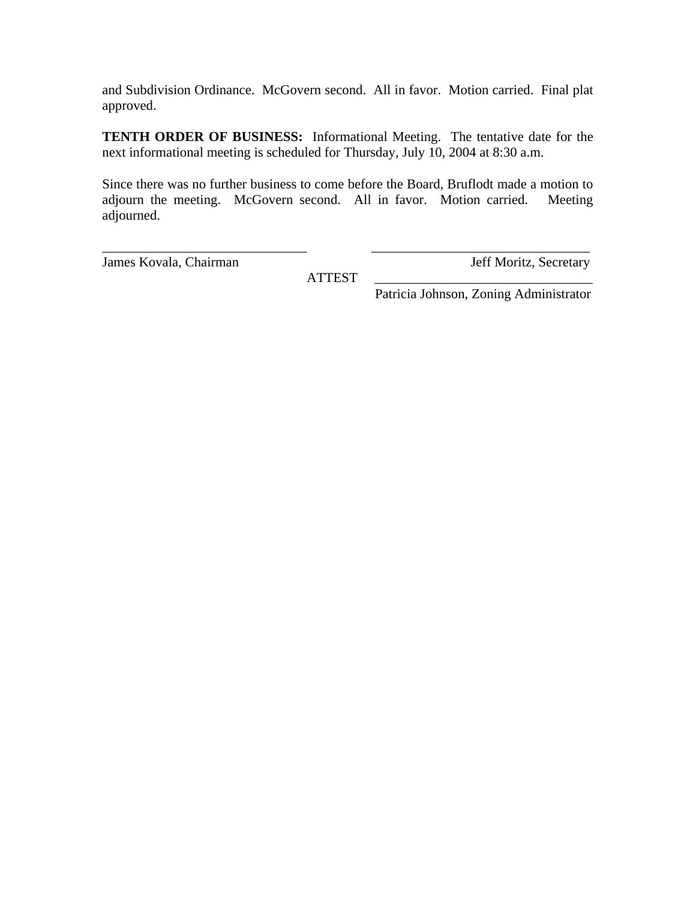and Subdivision Ordinance. McGovern second. All in favor. Motion carried. Final plat approved.

**TENTH ORDER OF BUSINESS:** Informational Meeting. The tentative date for the next informational meeting is scheduled for Thursday, July 10, 2004 at 8:30 a.m.

Since there was no further business to come before the Board, Bruflodt made a motion to adjourn the meeting. McGovern second. All in favor. Motion carried. Meeting adjourned.

______________________________ ______________________________
James Kovala, Chairman Jeff Moritz, Secretary

ATTEST ______________________________
Patricia Johnson, Zoning Administrator